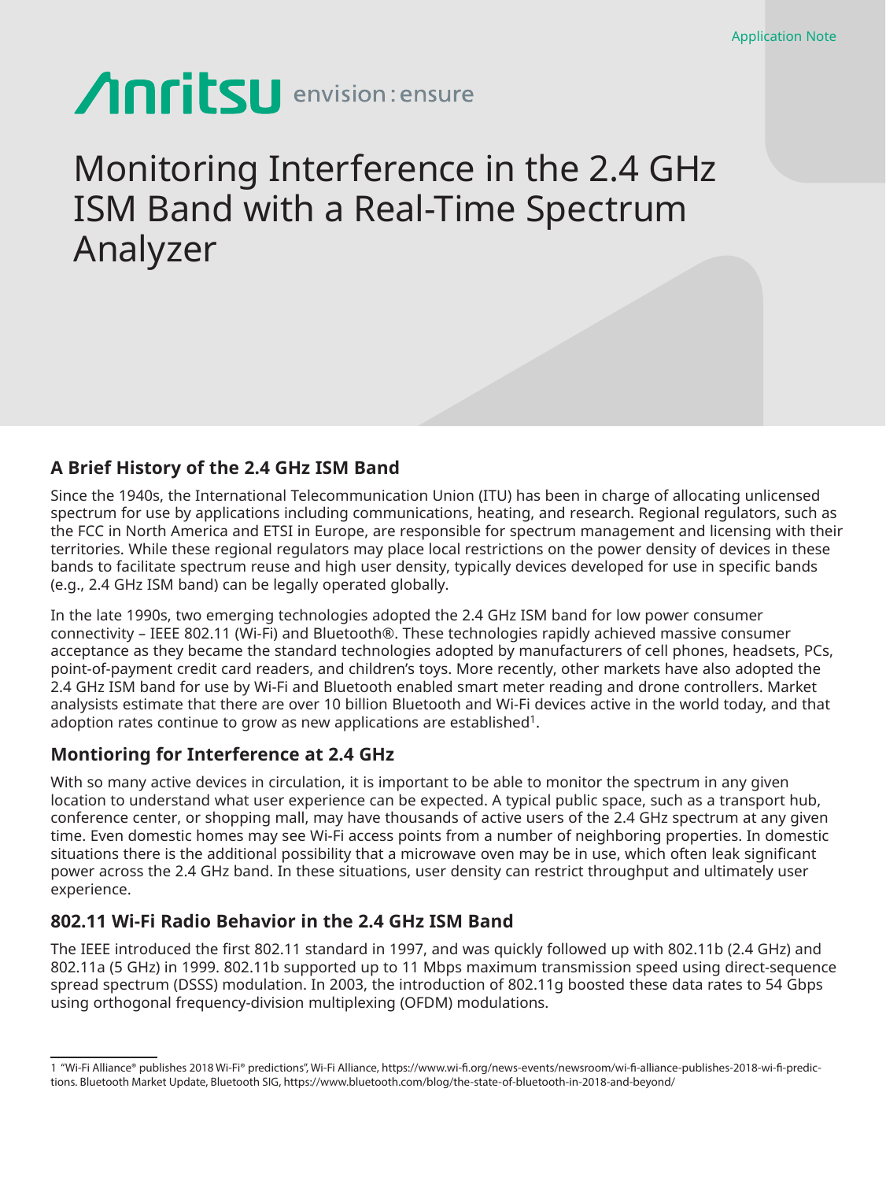Application Note

Anritsu envision : ensure

# Monitoring Interference in the 2.4 GHz ISM Band with a Real-Time Spectrum Analyzer

## A Brief History of the 2.4 GHz ISM Band

Since the 1940s, the International Telecommunication Union (ITU) has been in charge of allocating unlicensed spectrum for use by applications including communications, heating, and research. Regional regulators, such as the FCC in North America and ETSI in Europe, are responsible for spectrum management and licensing with their territories. While these regional regulators may place local restrictions on the power density of devices in these bands to facilitate spectrum reuse and high user density, typically devices developed for use in specific bands (e.g., 2.4 GHz ISM band) can be legally operated globally.

In the late 1990s, two emerging technologies adopted the 2.4 GHz ISM band for low power consumer connectivity – IEEE 802.11 (Wi-Fi) and Bluetooth®. These technologies rapidly achieved massive consumer acceptance as they became the standard technologies adopted by manufacturers of cell phones, headsets, PCs, point-of-payment credit card readers, and children's toys. More recently, other markets have also adopted the 2.4 GHz ISM band for use by Wi-Fi and Bluetooth enabled smart meter reading and drone controllers. Market analysists estimate that there are over 10 billion Bluetooth and Wi-Fi devices active in the world today, and that adoption rates continue to grow as new applications are established[1].

## Montioring for Interference at 2.4 GHz

With so many active devices in circulation, it is important to be able to monitor the spectrum in any given location to understand what user experience can be expected. A typical public space, such as a transport hub, conference center, or shopping mall, may have thousands of active users of the 2.4 GHz spectrum at any given time. Even domestic homes may see Wi-Fi access points from a number of neighboring properties. In domestic situations there is the additional possibility that a microwave oven may be in use, which often leak significant power across the 2.4 GHz band. In these situations, user density can restrict throughput and ultimately user experience.

## 802.11 Wi-Fi Radio Behavior in the 2.4 GHz ISM Band

The IEEE introduced the first 802.11 standard in 1997, and was quickly followed up with 802.11b (2.4 GHz) and 802.11a (5 GHz) in 1999. 802.11b supported up to 11 Mbps maximum transmission speed using direct-sequence spread spectrum (DSSS) modulation. In 2003, the introduction of 802.11g boosted these data rates to 54 Gbps using orthogonal frequency-division multiplexing (OFDM) modulations.

---

1 "Wi-Fi Alliance® publishes 2018 Wi-Fi® predictions", Wi-Fi Alliance, https://www.wi-fi.org/news-events/newsroom/wi-fi-alliance-publishes-2018-wi-fi-predictions. Bluetooth Market Update, Bluetooth SIG, https://www.bluetooth.com/blog/the-state-of-bluetooth-in-2018-and-beyond/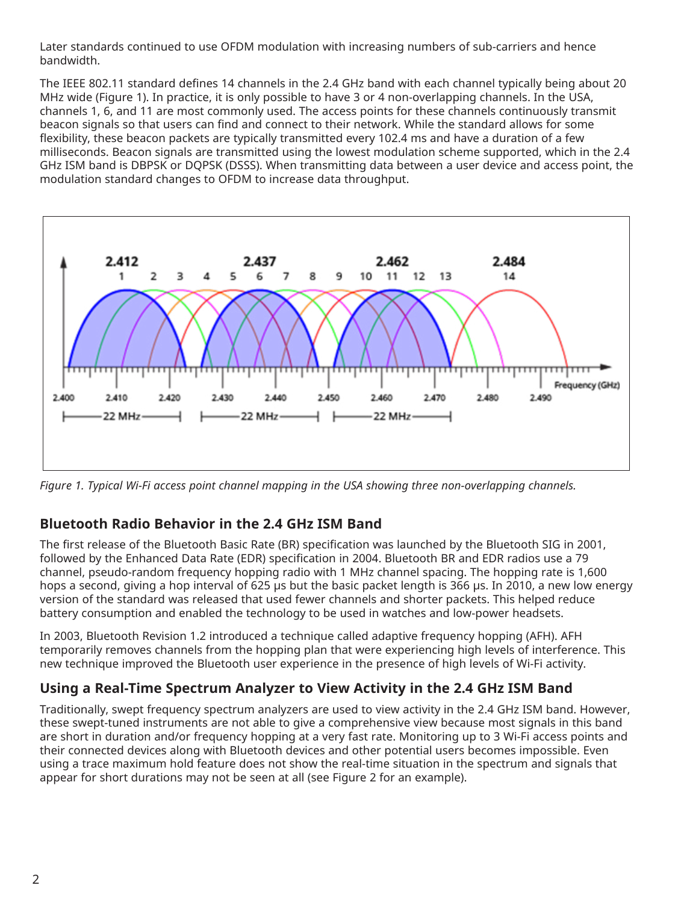Later standards continued to use OFDM modulation with increasing numbers of sub-carriers and hence bandwidth.

The IEEE 802.11 standard defines 14 channels in the 2.4 GHz band with each channel typically being about 20 MHz wide (Figure 1). In practice, it is only possible to have 3 or 4 non-overlapping channels. In the USA, channels 1, 6, and 11 are most commonly used. The access points for these channels continuously transmit beacon signals so that users can find and connect to their network. While the standard allows for some flexibility, these beacon packets are typically transmitted every 102.4 ms and have a duration of a few milliseconds. Beacon signals are transmitted using the lowest modulation scheme supported, which in the 2.4 GHz ISM band is DBPSK or DQPSK (DSSS). When transmitting data between a user device and access point, the modulation standard changes to OFDM to increase data throughput.

*Figure 1. Typical Wi-Fi access point channel mapping in the USA showing three non-overlapping channels.*

## Bluetooth Radio Behavior in the 2.4 GHz ISM Band

The first release of the Bluetooth Basic Rate (BR) specification was launched by the Bluetooth SIG in 2001, followed by the Enhanced Data Rate (EDR) specification in 2004. Bluetooth BR and EDR radios use a 79 channel, pseudo-random frequency hopping radio with 1 MHz channel spacing. The hopping rate is 1,600 hops a second, giving a hop interval of 625 µs but the basic packet length is 366 µs. In 2010, a new low energy version of the standard was released that used fewer channels and shorter packets. This helped reduce battery consumption and enabled the technology to be used in watches and low-power headsets.

In 2003, Bluetooth Revision 1.2 introduced a technique called adaptive frequency hopping (AFH). AFH temporarily removes channels from the hopping plan that were experiencing high levels of interference. This new technique improved the Bluetooth user experience in the presence of high levels of Wi-Fi activity.

## Using a Real-Time Spectrum Analyzer to View Activity in the 2.4 GHz ISM Band

Traditionally, swept frequency spectrum analyzers are used to view activity in the 2.4 GHz ISM band. However, these swept-tuned instruments are not able to give a comprehensive view because most signals in this band are short in duration and/or frequency hopping at a very fast rate. Monitoring up to 3 Wi-Fi access points and their connected devices along with Bluetooth devices and other potential users becomes impossible. Even using a trace maximum hold feature does not show the real-time situation in the spectrum and signals that appear for short durations may not be seen at all (see Figure 2 for an example).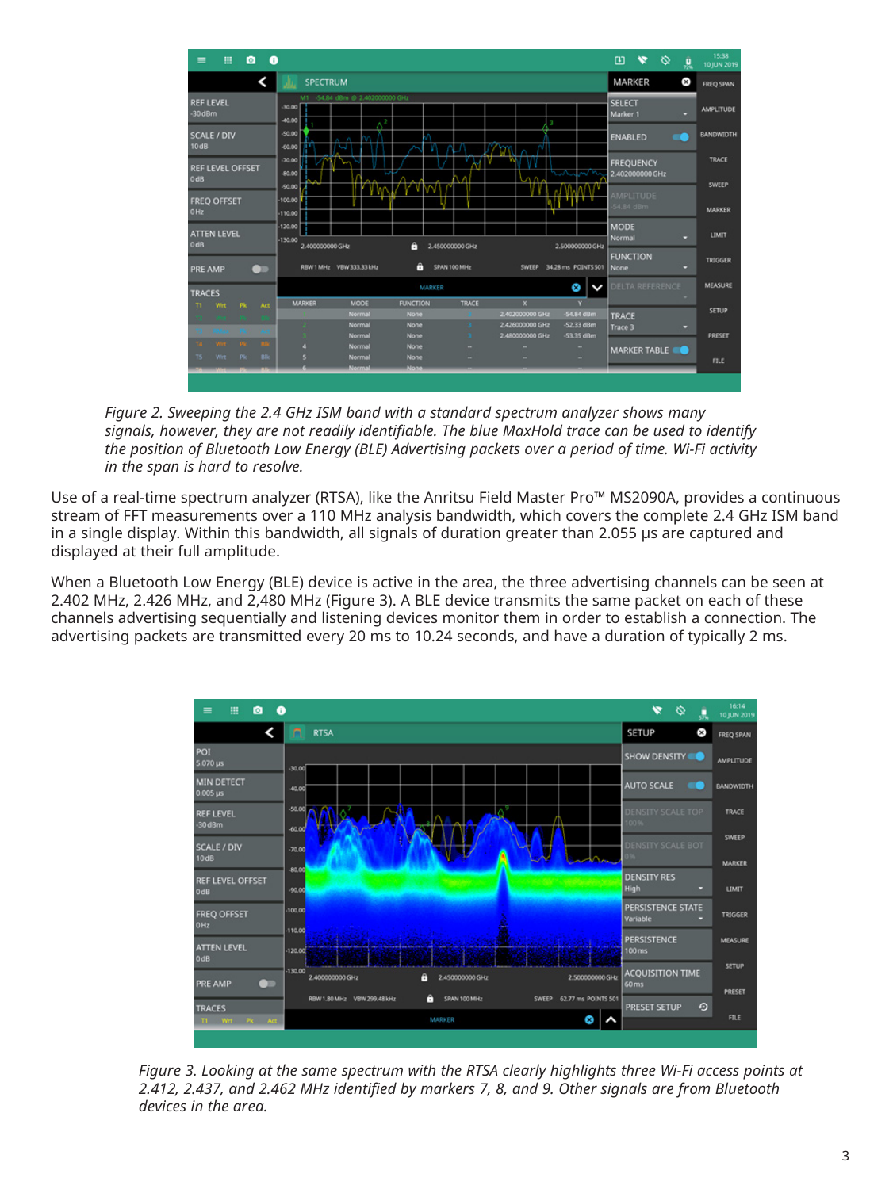*Figure 2. Sweeping the 2.4 GHz ISM band with a standard spectrum analyzer shows many signals, however, they are not readily identifiable. The blue MaxHold trace can be used to identify the position of Bluetooth Low Energy (BLE) Advertising packets over a period of time. Wi-Fi activity in the span is hard to resolve.*

Use of a real-time spectrum analyzer (RTSA), like the Anritsu Field Master Pro™ MS2090A, provides a continuous stream of FFT measurements over a 110 MHz analysis bandwidth, which covers the complete 2.4 GHz ISM band in a single display. Within this bandwidth, all signals of duration greater than 2.055 µs are captured and displayed at their full amplitude.

When a Bluetooth Low Energy (BLE) device is active in the area, the three advertising channels can be seen at 2.402 MHz, 2.426 MHz, and 2,480 MHz (Figure 3). A BLE device transmits the same packet on each of these channels advertising sequentially and listening devices monitor them in order to establish a connection. The advertising packets are transmitted every 20 ms to 10.24 seconds, and have a duration of typically 2 ms.

*Figure 3. Looking at the same spectrum with the RTSA clearly highlights three Wi-Fi access points at 2.412, 2.437, and 2.462 MHz identified by markers 7, 8, and 9. Other signals are from Bluetooth devices in the area.*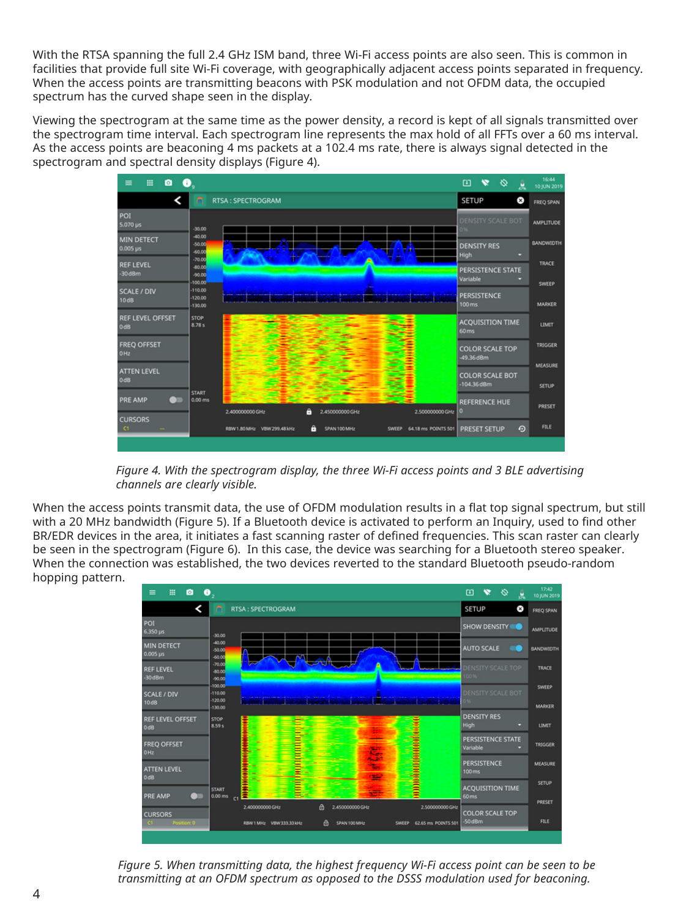With the RTSA spanning the full 2.4 GHz ISM band, three Wi-Fi access points are also seen. This is common in facilities that provide full site Wi-Fi coverage, with geographically adjacent access points separated in frequency. When the access points are transmitting beacons with PSK modulation and not OFDM data, the occupied spectrum has the curved shape seen in the display.

Viewing the spectrogram at the same time as the power density, a record is kept of all signals transmitted over the spectrogram time interval. Each spectrogram line represents the max hold of all FFTs over a 60 ms interval. As the access points are beaconing 4 ms packets at a 102.4 ms rate, there is always signal detected in the spectrogram and spectral density displays (Figure 4).

*Figure 4. With the spectrogram display, the three Wi-Fi access points and 3 BLE advertising channels are clearly visible.*

When the access points transmit data, the use of OFDM modulation results in a flat top signal spectrum, but still with a 20 MHz bandwidth (Figure 5). If a Bluetooth device is activated to perform an Inquiry, used to find other BR/EDR devices in the area, it initiates a fast scanning raster of defined frequencies. This scan raster can clearly be seen in the spectrogram (Figure 6). In this case, the device was searching for a Bluetooth stereo speaker. When the connection was established, the two devices reverted to the standard Bluetooth pseudo-random hopping pattern.

*Figure 5. When transmitting data, the highest frequency Wi-Fi access point can be seen to be transmitting at an OFDM spectrum as opposed to the DSSS modulation used for beaconing.*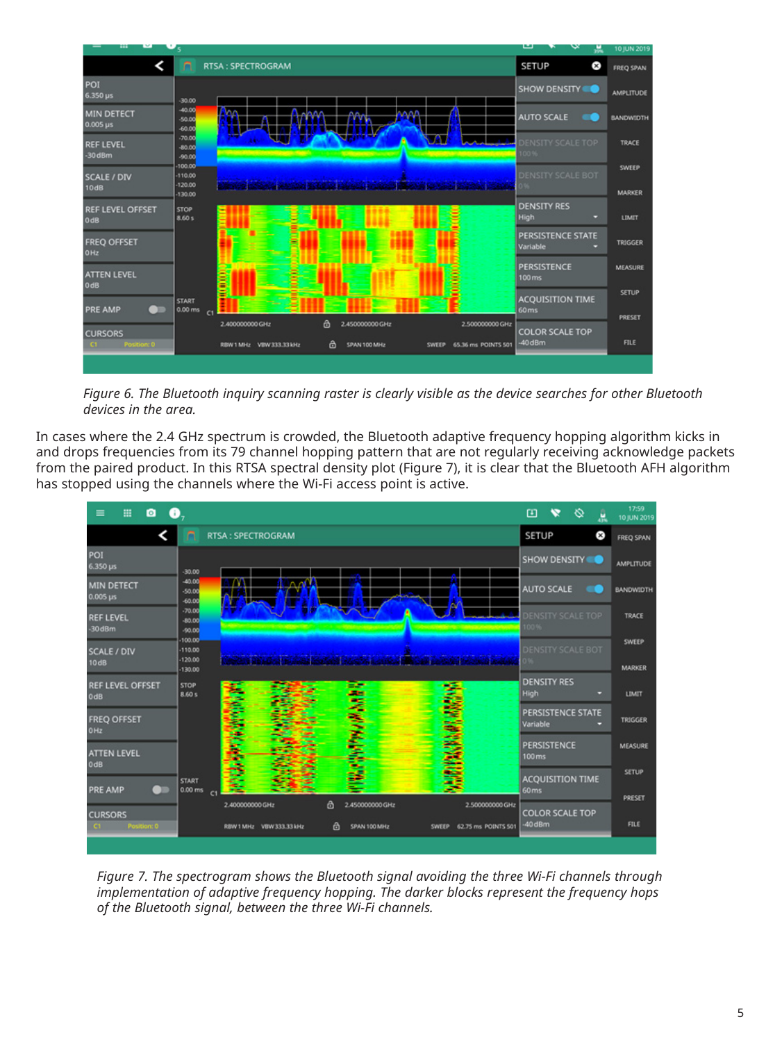*Figure 6. The Bluetooth inquiry scanning raster is clearly visible as the device searches for other Bluetooth devices in the area.*

In cases where the 2.4 GHz spectrum is crowded, the Bluetooth adaptive frequency hopping algorithm kicks in and drops frequencies from its 79 channel hopping pattern that are not regularly receiving acknowledge packets from the paired product. In this RTSA spectral density plot (Figure 7), it is clear that the Bluetooth AFH algorithm has stopped using the channels where the Wi-Fi access point is active.

*Figure 7. The spectrogram shows the Bluetooth signal avoiding the three Wi-Fi channels through implementation of adaptive frequency hopping. The darker blocks represent the frequency hops of the Bluetooth signal, between the three Wi-Fi channels.*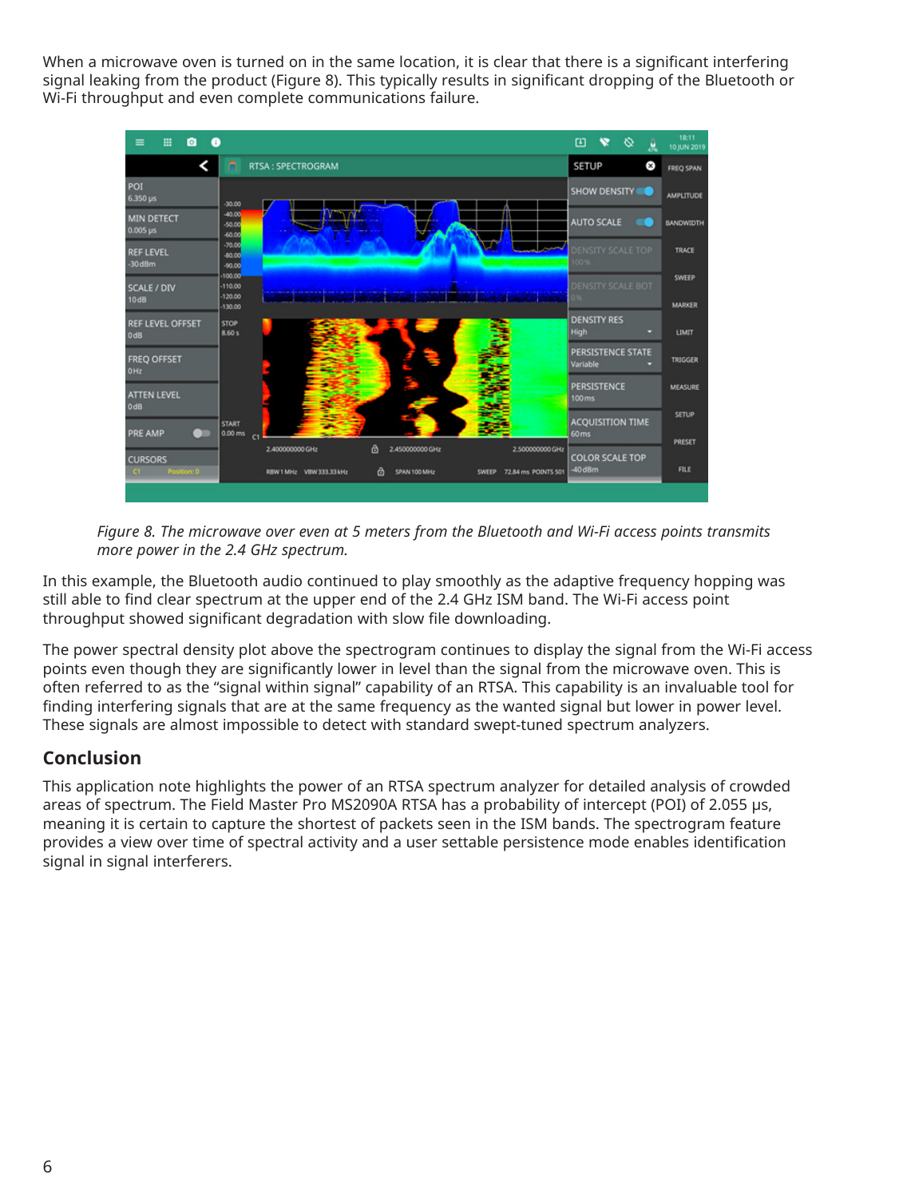When a microwave oven is turned on in the same location, it is clear that there is a significant interfering signal leaking from the product (Figure 8). This typically results in significant dropping of the Bluetooth or Wi-Fi throughput and even complete communications failure.

*Figure 8. The microwave over even at 5 meters from the Bluetooth and Wi-Fi access points transmits more power in the 2.4 GHz spectrum.*

In this example, the Bluetooth audio continued to play smoothly as the adaptive frequency hopping was still able to find clear spectrum at the upper end of the 2.4 GHz ISM band. The Wi-Fi access point throughput showed significant degradation with slow file downloading.

The power spectral density plot above the spectrogram continues to display the signal from the Wi-Fi access points even though they are significantly lower in level than the signal from the microwave oven. This is often referred to as the "signal within signal" capability of an RTSA. This capability is an invaluable tool for finding interfering signals that are at the same frequency as the wanted signal but lower in power level. These signals are almost impossible to detect with standard swept-tuned spectrum analyzers.

## Conclusion

This application note highlights the power of an RTSA spectrum analyzer for detailed analysis of crowded areas of spectrum. The Field Master Pro MS2090A RTSA has a probability of intercept (POI) of 2.055 µs, meaning it is certain to capture the shortest of packets seen in the ISM bands. The spectrogram feature provides a view over time of spectral activity and a user settable persistence mode enables identification signal in signal interferers.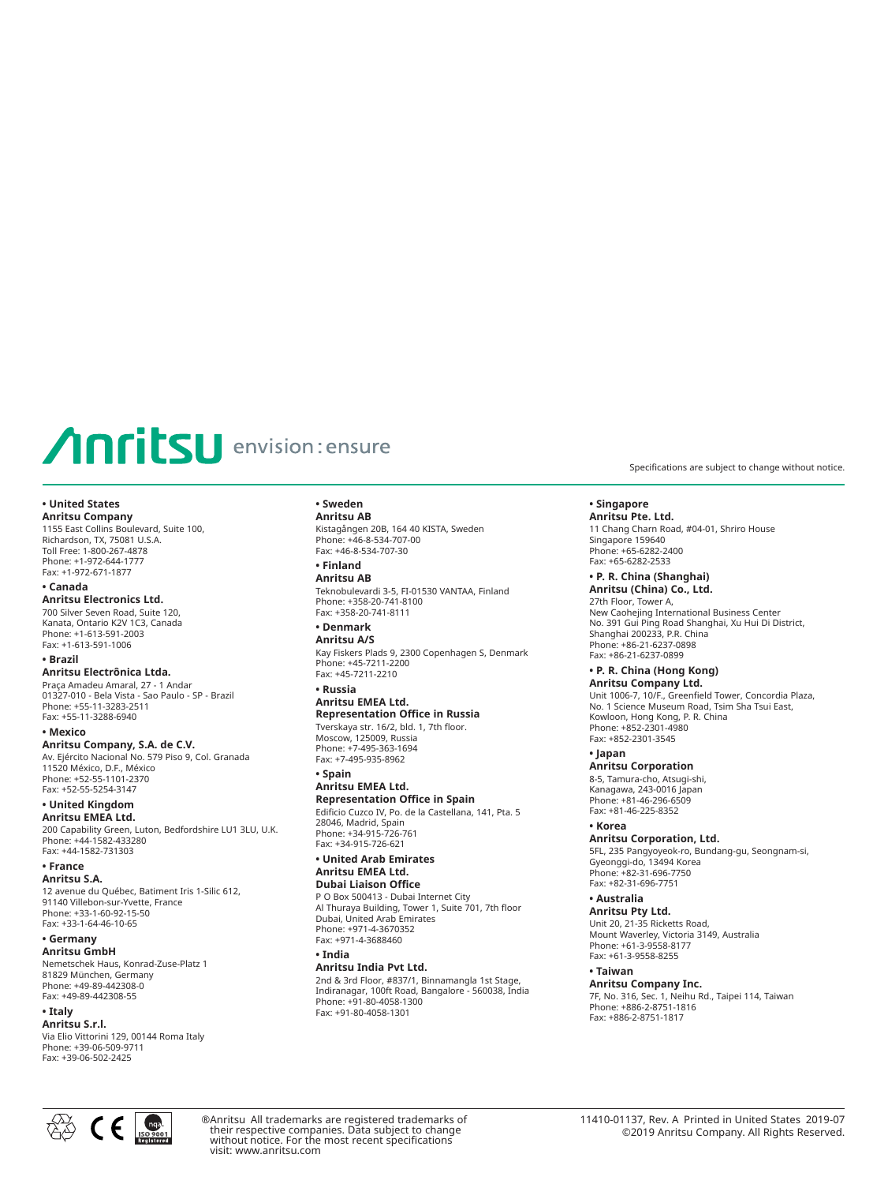Anritsu envision : ensure

Specifications are subject to change without notice.

**• United States**
**Anritsu Company**
1155 East Collins Boulevard, Suite 100,
Richardson, TX, 75081 U.S.A.
Toll Free: 1-800-267-4878
Phone: +1-972-644-1777
Fax: +1-972-671-1877

**• Canada**
**Anritsu Electronics Ltd.**
700 Silver Seven Road, Suite 120,
Kanata, Ontario K2V 1C3, Canada
Phone: +1-613-591-2003
Fax: +1-613-591-1006

**• Brazil**
**Anritsu Electrônica Ltda.**
Praça Amadeu Amaral, 27 - 1 Andar
01327-010 - Bela Vista - Sao Paulo - SP - Brazil
Phone: +55-11-3283-2511
Fax: +55-11-3288-6940

**• Mexico**
**Anritsu Company, S.A. de C.V.**
Av. Ejército Nacional No. 579 Piso 9, Col. Granada
11520 México, D.F., México
Phone: +52-55-1101-2370
Fax: +52-55-5254-3147

**• United Kingdom**
**Anritsu EMEA Ltd.**
200 Capability Green, Luton, Bedfordshire LU1 3LU, U.K.
Phone: +44-1582-433280
Fax: +44-1582-731303

**• France**
**Anritsu S.A.**
12 avenue du Québec, Batiment Iris 1-Silic 612,
91140 Villebon-sur-Yvette, France
Phone: +33-1-60-92-15-50
Fax: +33-1-64-46-10-65

**• Germany**
**Anritsu GmbH**
Nemetschek Haus, Konrad-Zuse-Platz 1
81829 München, Germany
Phone: +49-89-442308-0
Fax: +49-89-442308-55

**• Italy**
**Anritsu S.r.l.**
Via Elio Vittorini 129, 00144 Roma Italy
Phone: +39-06-509-9711
Fax: +39-06-502-2425

**• Sweden**
**Anritsu AB**
Kistagången 20B, 164 40 KISTA, Sweden
Phone: +46-8-534-707-00
Fax: +46-8-534-707-30

**• Finland**
**Anritsu AB**
Teknobulevardi 3-5, FI-01530 VANTAA, Finland
Phone: +358-20-741-8100
Fax: +358-20-741-8111

**• Denmark**
**Anritsu A/S**
Kay Fiskers Plads 9, 2300 Copenhagen S, Denmark
Phone: +45-7211-2200
Fax: +45-7211-2210

**• Russia**
**Anritsu EMEA Ltd.**
**Representation Office in Russia**
Tverskaya str. 16/2, bld. 1, 7th floor.
Moscow, 125009, Russia
Phone: +7-495-363-1694
Fax: +7-495-935-8962

**• Spain**
**Anritsu EMEA Ltd.**
**Representation Office in Spain**
Edificio Cuzco IV, Po. de la Castellana, 141, Pta. 5
28046, Madrid, Spain
Phone: +34-915-726-761
Fax: +34-915-726-621

**• United Arab Emirates**
**Anritsu EMEA Ltd.**
**Dubai Liaison Office**
P O Box 500413 - Dubai Internet City
Al Thuraya Building, Tower 1, Suite 701, 7th floor
Dubai, United Arab Emirates
Phone: +971-4-3670352
Fax: +971-4-3688460

**• India**
**Anritsu India Pvt Ltd.**
2nd & 3rd Floor, #837/1, Binnamangla 1st Stage,
Indiranagar, 100ft Road, Bangalore - 560038, India
Phone: +91-80-4058-1300
Fax: +91-80-4058-1301

**• Singapore**
**Anritsu Pte. Ltd.**
11 Chang Charn Road, #04-01, Shriro House
Singapore 159640
Phone: +65-6282-2400
Fax: +65-6282-2533

**• P. R. China (Shanghai)**
**Anritsu (China) Co., Ltd.**
27th Floor, Tower A,
New Caohejing International Business Center
No. 391 Gui Ping Road Shanghai, Xu Hui Di District,
Shanghai 200233, P.R. China
Phone: +86-21-6237-0898
Fax: +86-21-6237-0899

**• P. R. China (Hong Kong)**
**Anritsu Company Ltd.**
Unit 1006-7, 10/F., Greenfield Tower, Concordia Plaza,
No. 1 Science Museum Road, Tsim Sha Tsui East,
Kowloon, Hong Kong, P. R. China
Phone: +852-2301-4980
Fax: +852-2301-3545

**• Japan**
**Anritsu Corporation**
8-5, Tamura-cho, Atsugi-shi,
Kanagawa, 243-0016 Japan
Phone: +81-46-296-6509
Fax: +81-46-225-8352

**• Korea**
**Anritsu Corporation, Ltd.**
5FL, 235 Pangyoyeok-ro, Bundang-gu, Seongnam-si,
Gyeonggi-do, 13494 Korea
Phone: +82-31-696-7750
Fax: +82-31-696-7751

**• Australia**
**Anritsu Pty Ltd.**
Unit 20, 21-35 Ricketts Road,
Mount Waverley, Victoria 3149, Australia
Phone: +61-3-9558-8177
Fax: +61-3-9558-8255

**• Taiwan**
**Anritsu Company Inc.**
7F, No. 316, Sec. 1, Neihu Rd., Taipei 114, Taiwan
Phone: +886-2-8751-1816
Fax: +886-2-8751-1817

®Anritsu All trademarks are registered trademarks of their respective companies. Data subject to change without notice. For the most recent specifications visit: www.anritsu.com

11410-01137, Rev. A Printed in United States 2019-07
©2019 Anritsu Company. All Rights Reserved.